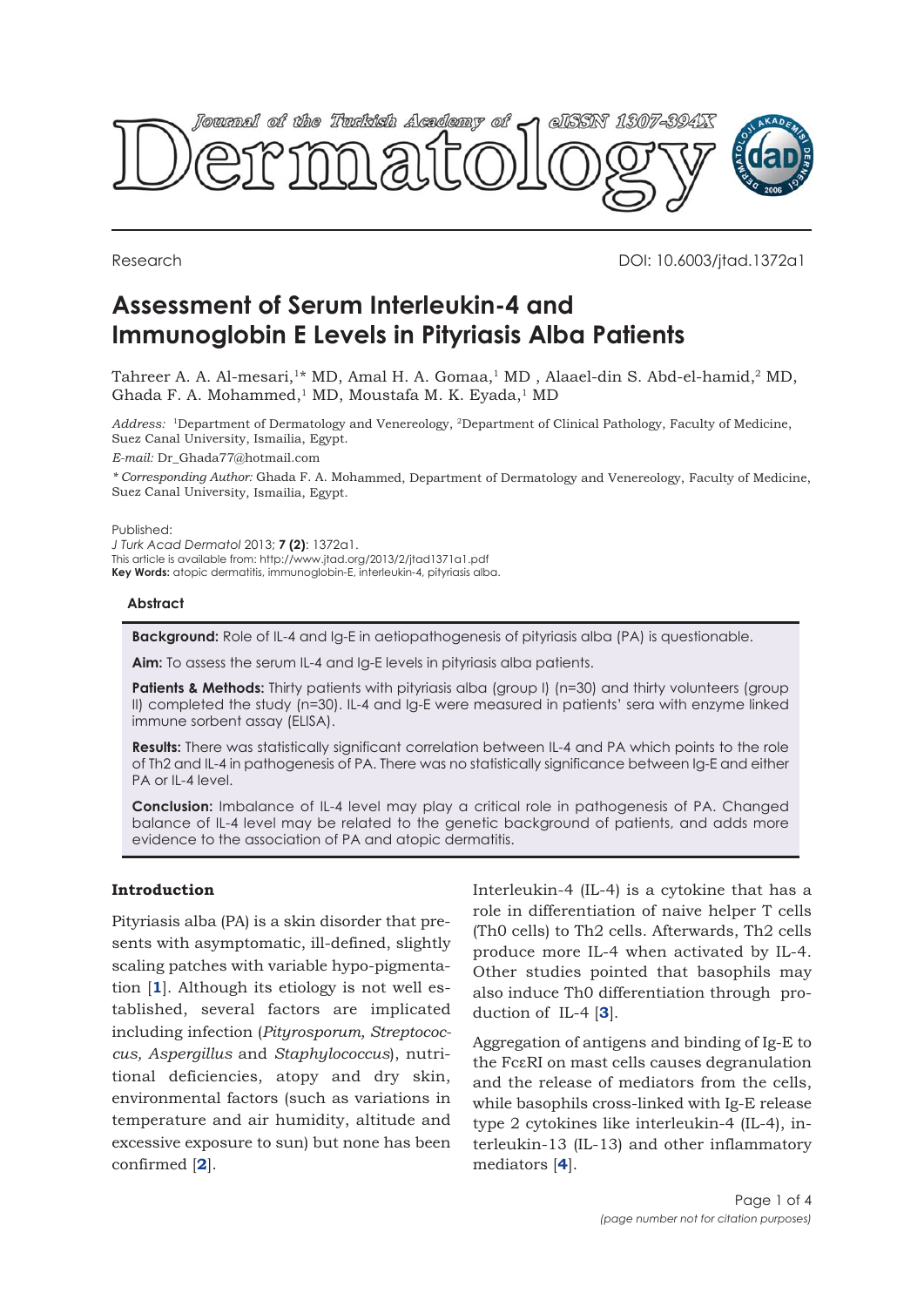Research

DOI: 10.6003/jtad.1372a1

# Assessment of Serum Interleukin-4 and Immunoglobin E Levels in Pityriasis Alba Patients

Tahreer A. A. Al-mesari,[1]* MD, Amal H. A. Gomaa,[1] MD , Alaael-din S. Abd-el-hamid,[2] MD, Ghada F. A. Mohammed,[1] MD, Moustafa M. K. Eyada,[1] MD

*Address:* [1]Department of Dermatology and Venereology, [2]Department of Clinical Pathology, Faculty of Medicine, Suez Canal University, Ismailia, Egypt.

*E-mail:* Dr_Ghada77@hotmail.com

*\* Corresponding Author:* Ghada F. A. Mohammed, Department of Dermatology and Venereology, Faculty of Medicine, Suez Canal University, Ismailia, Egypt.

Published:
*J Turk Acad Dermatol* 2013; **7 (2)**: 1372a1.
This article is available from: http://www.jtad.org/2013/2/jtad1371a1.pdf
**Key Words:** atopic dermatitis, immunoglobin-E, interleukin-4, pityriasis alba.

### Abstract

**Background:** Role of IL-4 and Ig-E in aetiopathogenesis of pityriasis alba (PA) is questionable.

**Aim:** To assess the serum IL-4 and Ig-E levels in pityriasis alba patients.

**Patients & Methods:** Thirty patients with pityriasis alba (group I) (n=30) and thirty volunteers (group II) completed the study (n=30). IL-4 and Ig-E were measured in patients' sera with enzyme linked immune sorbent assay (ELISA).

**Results:** There was statistically significant correlation between IL-4 and PA which points to the role of Th2 and IL-4 in pathogenesis of PA. There was no statistically significance between Ig-E and either PA or IL-4 level.

**Conclusion:** Imbalance of IL-4 level may play a critical role in pathogenesis of PA. Changed balance of IL-4 level may be related to the genetic background of patients, and adds more evidence to the association of PA and atopic dermatitis.

## Introduction

Pityriasis alba (PA) is a skin disorder that presents with asymptomatic, ill-defined, slightly scaling patches with variable hypo-pigmentation [1]. Although its etiology is not well established, several factors are implicated including infection (*Pityrosporum, Streptococcus, Aspergillus* and *Staphylococcus*), nutritional deficiencies, atopy and dry skin, environmental factors (such as variations in temperature and air humidity, altitude and excessive exposure to sun) but none has been confirmed [2].

Interleukin-4 (IL-4) is a cytokine that has a role in differentiation of naive helper T cells (Th0 cells) to Th2 cells. Afterwards, Th2 cells produce more IL-4 when activated by IL-4. Other studies pointed that basophils may also induce Th0 differentiation through production of IL-4 [3].

Aggregation of antigens and binding of Ig-E to the FcεRI on mast cells causes degranulation and the release of mediators from the cells, while basophils cross-linked with Ig-E release type 2 cytokines like interleukin-4 (IL-4), interleukin-13 (IL-13) and other inflammatory mediators [4].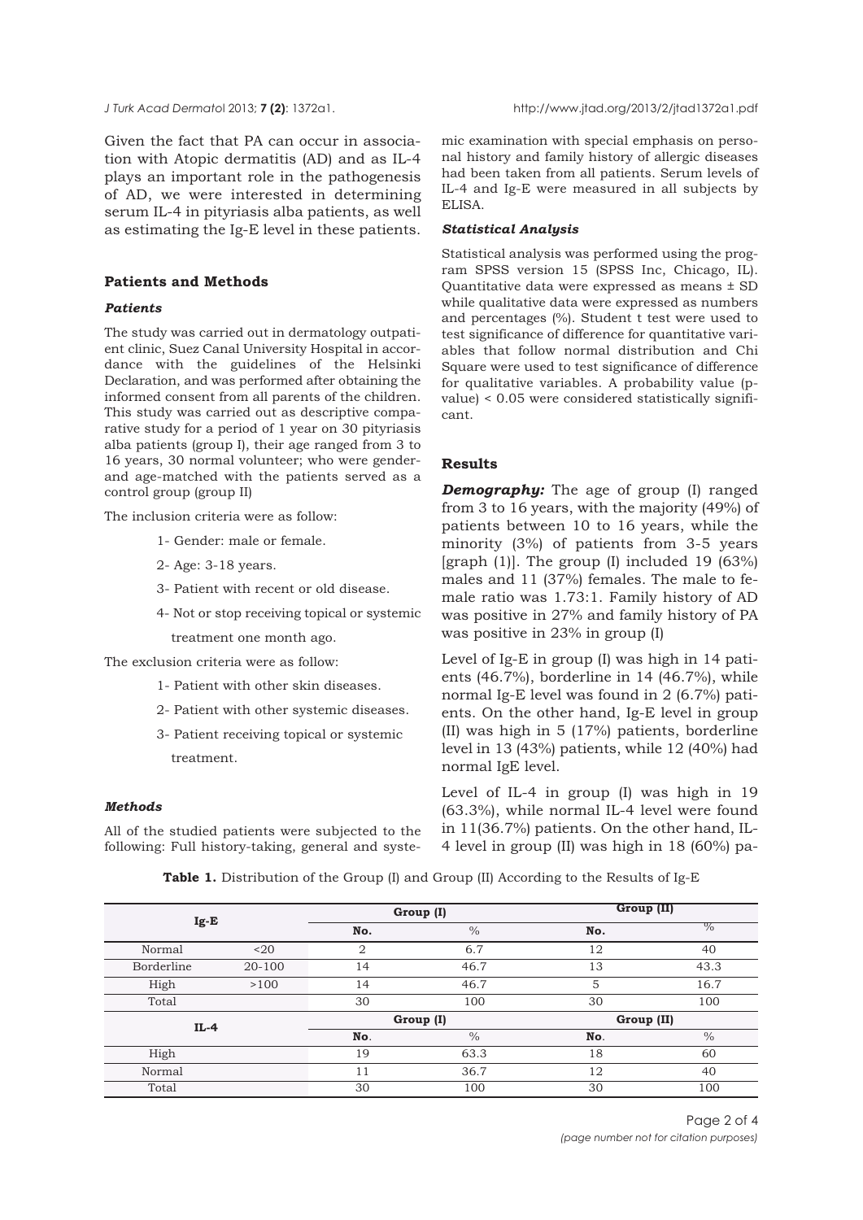Given the fact that PA can occur in association with Atopic dermatitis (AD) and as IL-4 plays an important role in the pathogenesis of AD, we were interested in determining serum IL-4 in pityriasis alba patients, as well as estimating the Ig-E level in these patients.

## Patients and Methods

### *Patients*

The study was carried out in dermatology outpatient clinic, Suez Canal University Hospital in accordance with the guidelines of the Helsinki Declaration, and was performed after obtaining the informed consent from all parents of the children. This study was carried out as descriptive comparative study for a period of 1 year on 30 pityriasis alba patients (group I), their age ranged from 3 to 16 years, 30 normal volunteer; who were gender- and age-matched with the patients served as a control group (group II)

The inclusion criteria were as follow:

1- Gender: male or female.

2- Age: 3-18 years.

3- Patient with recent or old disease.

4- Not or stop receiving topical or systemic treatment one month ago.

The exclusion criteria were as follow:

1- Patient with other skin diseases.

2- Patient with other systemic diseases.

3- Patient receiving topical or systemic treatment.

### *Methods*

All of the studied patients were subjected to the following: Full history-taking, general and systemic examination with special emphasis on personal history and family history of allergic diseases had been taken from all patients. Serum levels of IL-4 and Ig-E were measured in all subjects by ELISA.

### *Statistical Analysis*

Statistical analysis was performed using the program SPSS version 15 (SPSS Inc, Chicago, IL). Quantitative data were expressed as means ± SD while qualitative data were expressed as numbers and percentages (%). Student t test were used to test significance of difference for quantitative variables that follow normal distribution and Chi Square were used to test significance of difference for qualitative variables. A probability value (p-value) < 0.05 were considered statistically significant.

## Results

***Demography:*** The age of group (I) ranged from 3 to 16 years, with the majority (49%) of patients between 10 to 16 years, while the minority (3%) of patients from 3-5 years [graph (1)]. The group (I) included 19 (63%) males and 11 (37%) females. The male to female ratio was 1.73:1. Family history of AD was positive in 27% and family history of PA was positive in 23% in group (I)

Level of Ig-E in group (I) was high in 14 patients (46.7%), borderline in 14 (46.7%), while normal Ig-E level was found in 2 (6.7%) patients. On the other hand, Ig-E level in group (II) was high in 5 (17%) patients, borderline level in 13 (43%) patients, while 12 (40%) had normal IgE level.

Level of IL-4 in group (I) was high in 19 (63.3%), while normal IL-4 level were found in 11(36.7%) patients. On the other hand, IL-4 level in group (II) was high in 18 (60%) pa-

**Table 1.** Distribution of the Group (I) and Group (II) According to the Results of Ig-E

| Ig-E | | Group (I) | | Group (II) | |
|---|---|---|---|---|---|
| | | No. | % | No. | % |
| Normal | <20 | 2 | 6.7 | 12 | 40 |
| Borderline | 20-100 | 14 | 46.7 | 13 | 43.3 |
| High | >100 | 14 | 46.7 | 5 | 16.7 |
| Total | | 30 | 100 | 30 | 100 |
| **IL-4** | | **Group (I)** | | **Group (II)** | |
| | | No. | % | No. | % |
| High | | 19 | 63.3 | 18 | 60 |
| Normal | | 11 | 36.7 | 12 | 40 |
| Total | | 30 | 100 | 30 | 100 |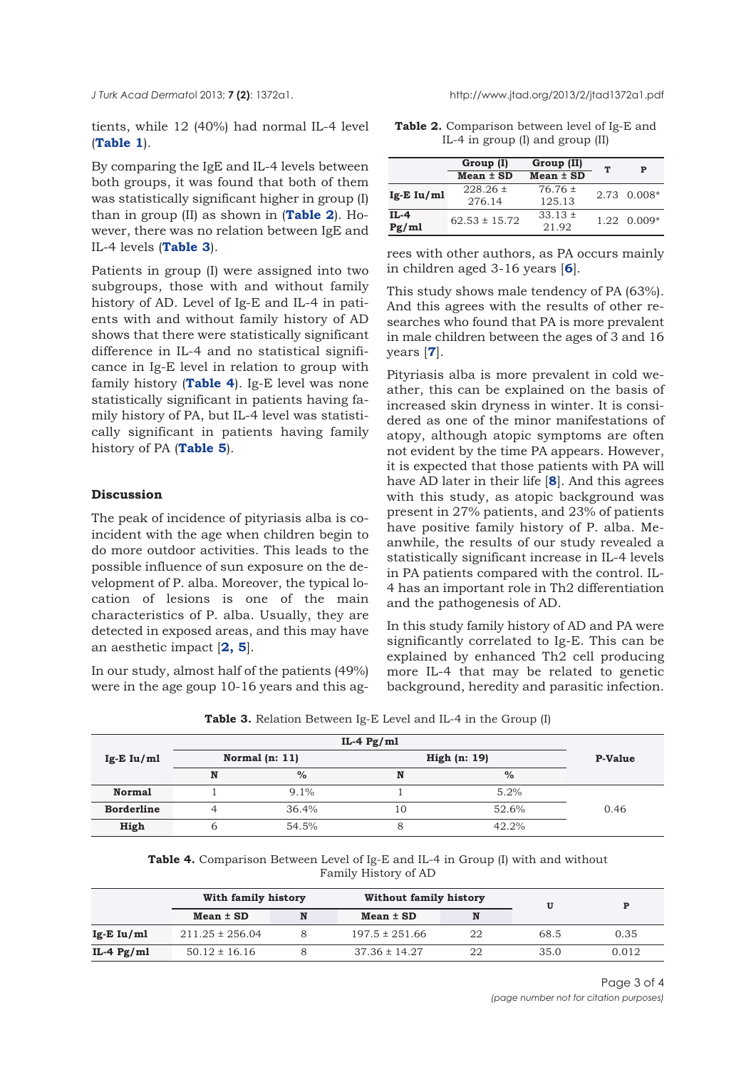tients, while 12 (40%) had normal IL-4 level (**Table 1**).

By comparing the IgE and IL-4 levels between both groups, it was found that both of them was statistically significant higher in group (I) than in group (II) as shown in (**Table 2**). However, there was no relation between IgE and IL-4 levels (**Table 3**).

Patients in group (I) were assigned into two subgroups, those with and without family history of AD. Level of Ig-E and IL-4 in patients with and without family history of AD shows that there were statistically significant difference in IL-4 and no statistical significance in Ig-E level in relation to group with family history (**Table 4**). Ig-E level was none statistically significant in patients having family history of PA, but IL-4 level was statistically significant in patients having family history of PA (**Table 5**).

**Table 2.** Comparison between level of Ig-E and IL-4 in group (I) and group (II)

| | Group (I) | Group (II) | T | P |
|---|---|---|---|---|
| | Mean ± SD | Mean ± SD | | |
| **Ig-E Iu/ml** | 228.26 ± 276.14 | 76.76 ± 125.13 | 2.73 | 0.008* |
| **IL-4 Pg/ml** | 62.53 ± 15.72 | 33.13 ± 21.92 | 1.22 | 0.009* |

## Discussion

The peak of incidence of pityriasis alba is coincident with the age when children begin to do more outdoor activities. This leads to the possible influence of sun exposure on the development of P. alba. Moreover, the typical location of lesions is one of the main characteristics of P. alba. Usually, they are detected in exposed areas, and this may have an aesthetic impact [**2, 5**].

In our study, almost half of the patients (49%) were in the age goup 10-16 years and this agrees with other authors, as PA occurs mainly in children aged 3-16 years [**6**].

This study shows male tendency of PA (63%). And this agrees with the results of other researches who found that PA is more prevalent in male children between the ages of 3 and 16 years [**7**].

Pityriasis alba is more prevalent in cold weather, this can be explained on the basis of increased skin dryness in winter. It is considered as one of the minor manifestations of atopy, although atopic symptoms are often not evident by the time PA appears. However, it is expected that those patients with PA will have AD later in their life [**8**]. And this agrees with this study, as atopic background was present in 27% patients, and 23% of patients have positive family history of P. alba. Meanwhile, the results of our study revealed a statistically significant increase in IL-4 levels in PA patients compared with the control. IL-4 has an important role in Th2 differentiation and the pathogenesis of AD.

In this study family history of AD and PA were significantly correlated to Ig-E. This can be explained by enhanced Th2 cell producing more IL-4 that may be related to genetic background, heredity and parasitic infection.

**Table 3.** Relation Between Ig-E Level and IL-4 in the Group (I)

| Ig-E Iu/ml | IL-4 Pg/ml | | | | P-Value |
|---|---|---|---|---|---|
| | Normal (n: 11) | | High (n: 19) | | |
| | N | % | N | % | |
| **Normal** | 1 | 9.1% | 1 | 5.2% | 0.46 |
| **Borderline** | 4 | 36.4% | 10 | 52.6% | |
| **High** | 6 | 54.5% | 8 | 42.2% | |

**Table 4.** Comparison Between Level of Ig-E and IL-4 in Group (I) with and without Family History of AD

| | With family history | | Without family history | | U | P |
|---|---|---|---|---|---|---|
| | Mean ± SD | N | Mean ± SD | N | | |
| **Ig-E Iu/ml** | 211.25 ± 256.04 | 8 | 197.5 ± 251.66 | 22 | 68.5 | 0.35 |
| **IL-4 Pg/ml** | 50.12 ± 16.16 | 8 | 37.36 ± 14.27 | 22 | 35.0 | 0.012 |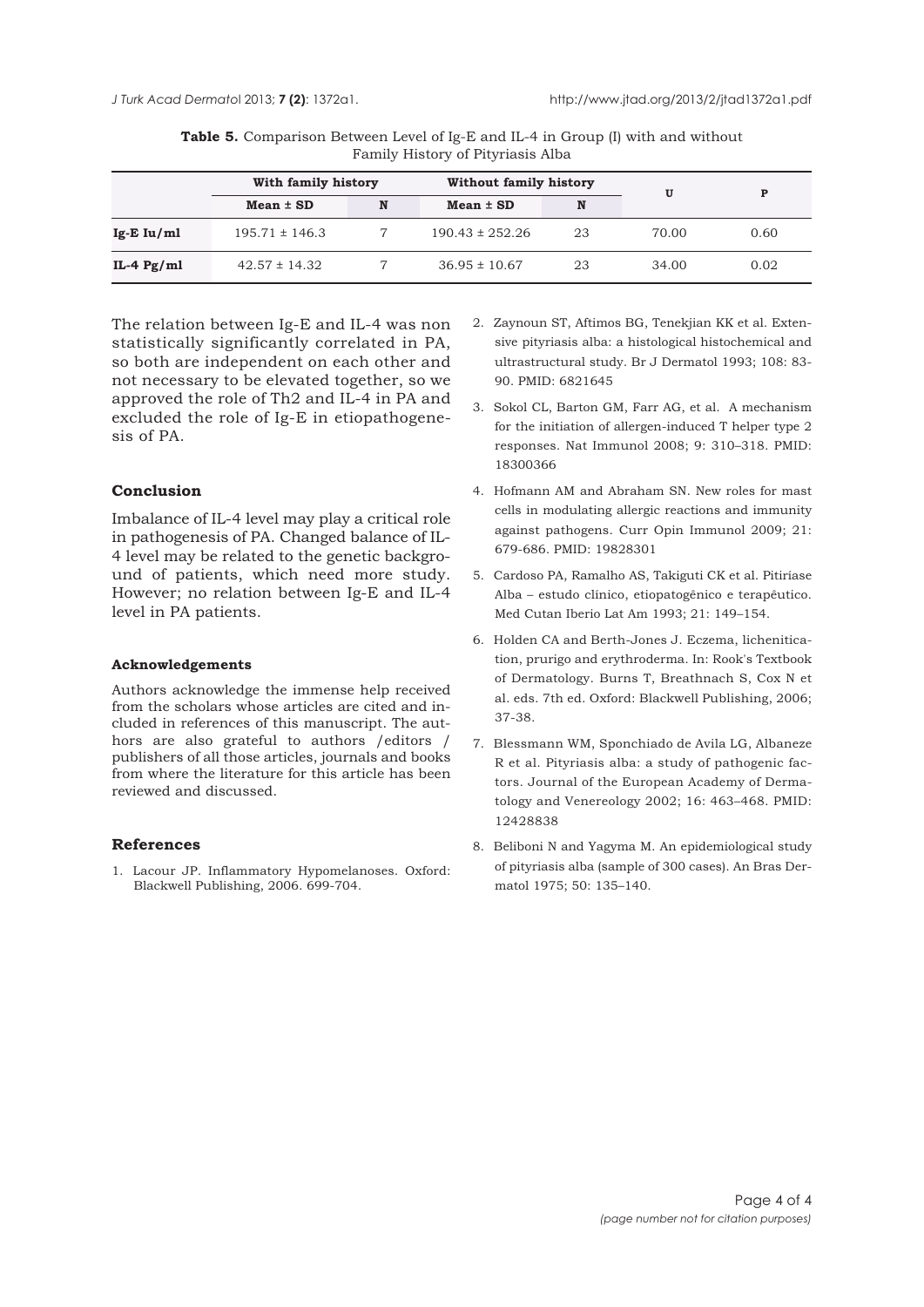**Table 5.** Comparison Between Level of Ig-E and IL-4 in Group (I) with and without Family History of Pityriasis Alba

| | With family history | | Without family history | | U | P |
|---|---|---|---|---|---|---|
| | Mean ± SD | N | Mean ± SD | N | | |
| Ig-E Iu/ml | 195.71 ± 146.3 | 7 | 190.43 ± 252.26 | 23 | 70.00 | 0.60 |
| IL-4 Pg/ml | 42.57 ± 14.32 | 7 | 36.95 ± 10.67 | 23 | 34.00 | 0.02 |

The relation between Ig-E and IL-4 was non statistically significantly correlated in PA, so both are independent on each other and not necessary to be elevated together, so we approved the role of Th2 and IL-4 in PA and excluded the role of Ig-E in etiopathogenesis of PA.

## Conclusion

Imbalance of IL-4 level may play a critical role in pathogenesis of PA. Changed balance of IL-4 level may be related to the genetic background of patients, which need more study. However; no relation between Ig-E and IL-4 level in PA patients.

#### Acknowledgements

Authors acknowledge the immense help received from the scholars whose articles are cited and included in references of this manuscript. The authors are also grateful to authors /editors / publishers of all those articles, journals and books from where the literature for this article has been reviewed and discussed.

## References

1. Lacour JP. Inflammatory Hypomelanoses. Oxford: Blackwell Publishing, 2006. 699-704.
2. Zaynoun ST, Aftimos BG, Tenekjian KK et al. Extensive pityriasis alba: a histological histochemical and ultrastructural study. Br J Dermatol 1993; 108: 83-90. PMID: 6821645
3. Sokol CL, Barton GM, Farr AG, et al. A mechanism for the initiation of allergen-induced T helper type 2 responses. Nat Immunol 2008; 9: 310–318. PMID: 18300366
4. Hofmann AM and Abraham SN. New roles for mast cells in modulating allergic reactions and immunity against pathogens. Curr Opin Immunol 2009; 21: 679-686. PMID: 19828301
5. Cardoso PA, Ramalho AS, Takiguti CK et al. Pitiríase Alba – estudo clínico, etiopatogênico e terapêutico. Med Cutan Iberio Lat Am 1993; 21: 149–154.
6. Holden CA and Berth-Jones J. Eczema, lichenitication, prurigo and erythroderma. In: Rook's Textbook of Dermatology. Burns T, Breathnach S, Cox N et al. eds. 7th ed. Oxford: Blackwell Publishing, 2006; 37-38.
7. Blessmann WM, Sponchiado de Avila LG, Albaneze R et al. Pityriasis alba: a study of pathogenic factors. Journal of the European Academy of Dermatology and Venereology 2002; 16: 463–468. PMID: 12428838
8. Beliboni N and Yagyma M. An epidemiological study of pityriasis alba (sample of 300 cases). An Bras Dermatol 1975; 50: 135–140.